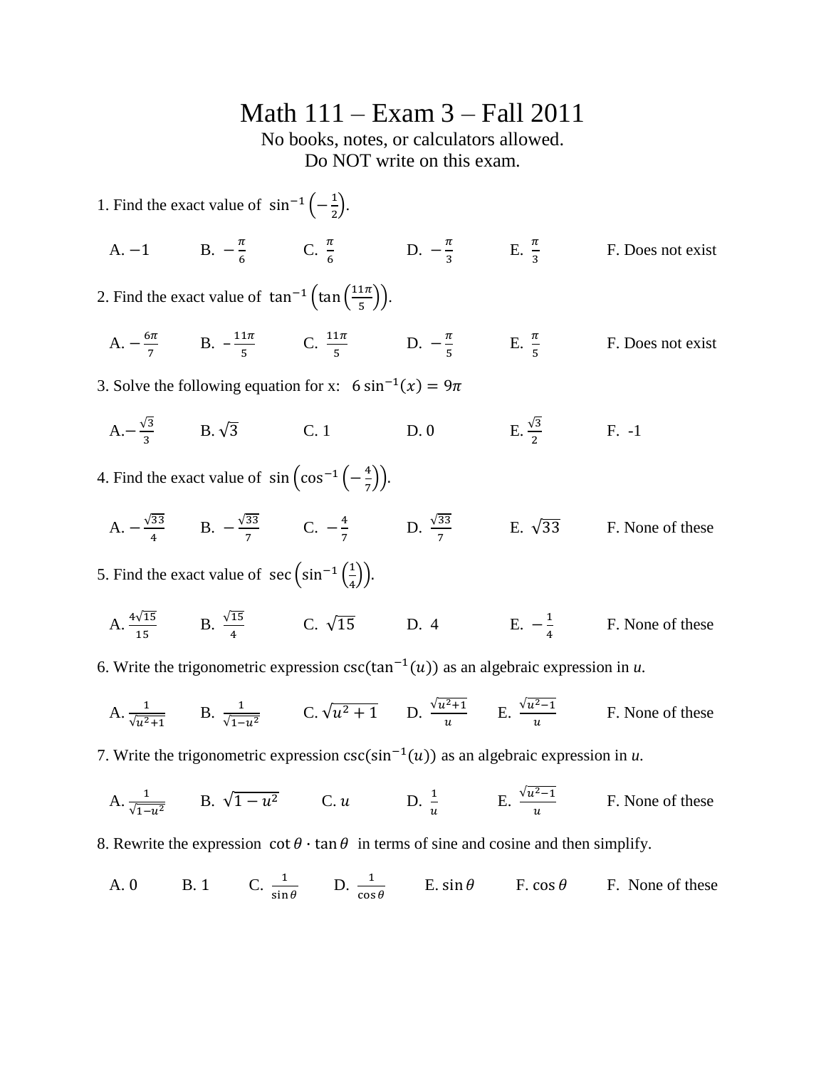# Math 111 – Exam 3 – Fall 2011

No books, notes, or calculators allowed.
Do NOT write on this exam.

1. Find the exact value of $\sin^{-1}\left(-\frac{1}{2}\right)$.

A. $-1$ B. $-\frac{\pi}{6}$ C. $\frac{\pi}{6}$ D. $-\frac{\pi}{3}$ E. $\frac{\pi}{3}$ F. Does not exist

2. Find the exact value of $\tan^{-1}\left(\tan\left(\frac{11\pi}{5}\right)\right)$.

A. $-\frac{6\pi}{7}$ B. $-\frac{11\pi}{5}$ C. $\frac{11\pi}{5}$ D. $-\frac{\pi}{5}$ E. $\frac{\pi}{5}$ F. Does not exist

3. Solve the following equation for x: $6\sin^{-1}(x) = 9\pi$

A. $-\frac{\sqrt{3}}{3}$ B. $\sqrt{3}$ C. 1 D. 0 E. $\frac{\sqrt{3}}{2}$ F. -1

4. Find the exact value of $\sin\left(\cos^{-1}\left(-\frac{4}{7}\right)\right)$.

A. $-\frac{\sqrt{33}}{4}$ B. $-\frac{\sqrt{33}}{7}$ C. $-\frac{4}{7}$ D. $\frac{\sqrt{33}}{7}$ E. $\sqrt{33}$ F. None of these

5. Find the exact value of $\sec\left(\sin^{-1}\left(\frac{1}{4}\right)\right)$.

A. $\frac{4\sqrt{15}}{15}$ B. $\frac{\sqrt{15}}{4}$ C. $\sqrt{15}$ D. 4 E. $-\frac{1}{4}$ F. None of these

6. Write the trigonometric expression $\csc(\tan^{-1}(u))$ as an algebraic expression in *u*.

A. $\frac{1}{\sqrt{u^2+1}}$ B. $\frac{1}{\sqrt{1-u^2}}$ C. $\sqrt{u^2+1}$ D. $\frac{\sqrt{u^2+1}}{u}$ E. $\frac{\sqrt{u^2-1}}{u}$ F. None of these

7. Write the trigonometric expression $\csc(\sin^{-1}(u))$ as an algebraic expression in *u*.

A. $\frac{1}{\sqrt{1-u^2}}$ B. $\sqrt{1-u^2}$ C. $u$ D. $\frac{1}{u}$ E. $\frac{\sqrt{u^2-1}}{u}$ F. None of these

8. Rewrite the expression $\cot\theta \cdot \tan\theta$ in terms of sine and cosine and then simplify.

A. 0 B. 1 C. $\frac{1}{\sin\theta}$ D. $\frac{1}{\cos\theta}$ E. $\sin\theta$ F. $\cos\theta$ F. None of these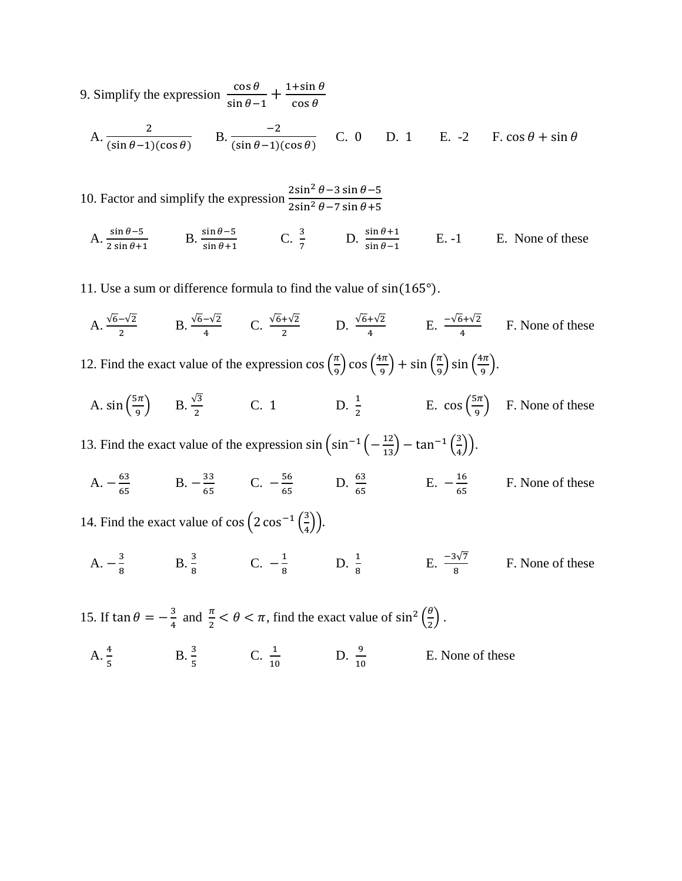9. Simplify the expression $\frac{\cos\theta}{\sin\theta - 1} + \frac{1+\sin\theta}{\cos\theta}$

A. $\frac{2}{(\sin\theta-1)(\cos\theta)}$ B. $\frac{-2}{(\sin\theta-1)(\cos\theta)}$ C. 0 D. 1 E. -2 F. $\cos\theta + \sin\theta$

10. Factor and simplify the expression $\frac{2\sin^2\theta - 3\sin\theta - 5}{2\sin^2\theta - 7\sin\theta + 5}$

A. $\frac{\sin\theta - 5}{2\sin\theta + 1}$ B. $\frac{\sin\theta - 5}{\sin\theta + 1}$ C. $\frac{3}{7}$ D. $\frac{\sin\theta + 1}{\sin\theta - 1}$ E. -1 E. None of these

11. Use a sum or difference formula to find the value of $\sin(165°)$.

A. $\frac{\sqrt{6}-\sqrt{2}}{2}$ B. $\frac{\sqrt{6}-\sqrt{2}}{4}$ C. $\frac{\sqrt{6}+\sqrt{2}}{2}$ D. $\frac{\sqrt{6}+\sqrt{2}}{4}$ E. $\frac{-\sqrt{6}+\sqrt{2}}{4}$ F. None of these

12. Find the exact value of the expression $\cos\left(\frac{\pi}{9}\right)\cos\left(\frac{4\pi}{9}\right) + \sin\left(\frac{\pi}{9}\right)\sin\left(\frac{4\pi}{9}\right)$.

A. $\sin\left(\frac{5\pi}{9}\right)$ B. $\frac{\sqrt{3}}{2}$ C. 1 D. $\frac{1}{2}$ E. $\cos\left(\frac{5\pi}{9}\right)$ F. None of these

13. Find the exact value of the expression $\sin\left(\sin^{-1}\left(-\frac{12}{13}\right) - \tan^{-1}\left(\frac{3}{4}\right)\right)$.

A. $-\frac{63}{65}$ B. $-\frac{33}{65}$ C. $-\frac{56}{65}$ D. $\frac{63}{65}$ E. $-\frac{16}{65}$ F. None of these

14. Find the exact value of $\cos\left(2\cos^{-1}\left(\frac{3}{4}\right)\right)$.

A. $-\frac{3}{8}$ B. $\frac{3}{8}$ C. $-\frac{1}{8}$ D. $\frac{1}{8}$ E. $\frac{-3\sqrt{7}}{8}$ F. None of these

15. If $\tan\theta = -\frac{3}{4}$ and $\frac{\pi}{2} < \theta < \pi$, find the exact value of $\sin^2\left(\frac{\theta}{2}\right)$.

A. $\frac{4}{5}$ B. $\frac{3}{5}$ C. $\frac{1}{10}$ D. $\frac{9}{10}$ E. None of these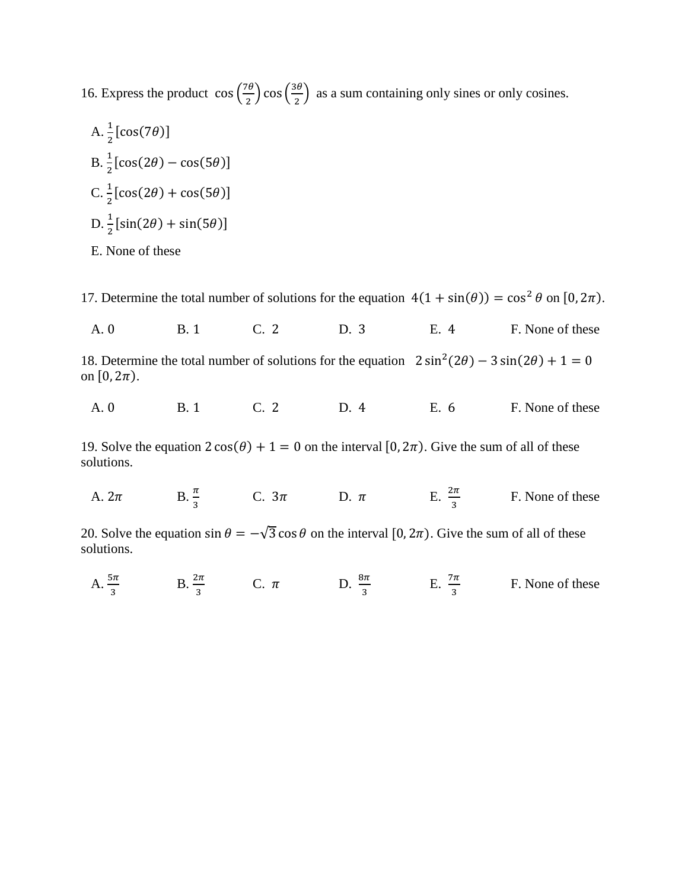16. Express the product $\cos\left(\frac{7\theta}{2}\right)\cos\left(\frac{3\theta}{2}\right)$ as a sum containing only sines or only cosines.

A. $\frac{1}{2}[\cos(7\theta)]$

B. $\frac{1}{2}[\cos(2\theta) - \cos(5\theta)]$

C. $\frac{1}{2}[\cos(2\theta) + \cos(5\theta)]$

D. $\frac{1}{2}[\sin(2\theta) + \sin(5\theta)]$

E. None of these

17. Determine the total number of solutions for the equation $4(1 + \sin(\theta)) = \cos^2\theta$ on $[0, 2\pi)$.

A. 0 B. 1 C. 2 D. 3 E. 4 F. None of these

18. Determine the total number of solutions for the equation $2\sin^2(2\theta) - 3\sin(2\theta) + 1 = 0$ on $[0, 2\pi)$.

A. 0 B. 1 C. 2 D. 4 E. 6 F. None of these

19. Solve the equation $2\cos(\theta) + 1 = 0$ on the interval $[0, 2\pi)$. Give the sum of all of these solutions.

A. $2\pi$ B. $\frac{\pi}{3}$ C. $3\pi$ D. $\pi$ E. $\frac{2\pi}{3}$ F. None of these

20. Solve the equation $\sin\theta = -\sqrt{3}\cos\theta$ on the interval $[0, 2\pi)$. Give the sum of all of these solutions.

A. $\frac{5\pi}{3}$ B. $\frac{2\pi}{3}$ C. $\pi$ D. $\frac{8\pi}{3}$ E. $\frac{7\pi}{3}$ F. None of these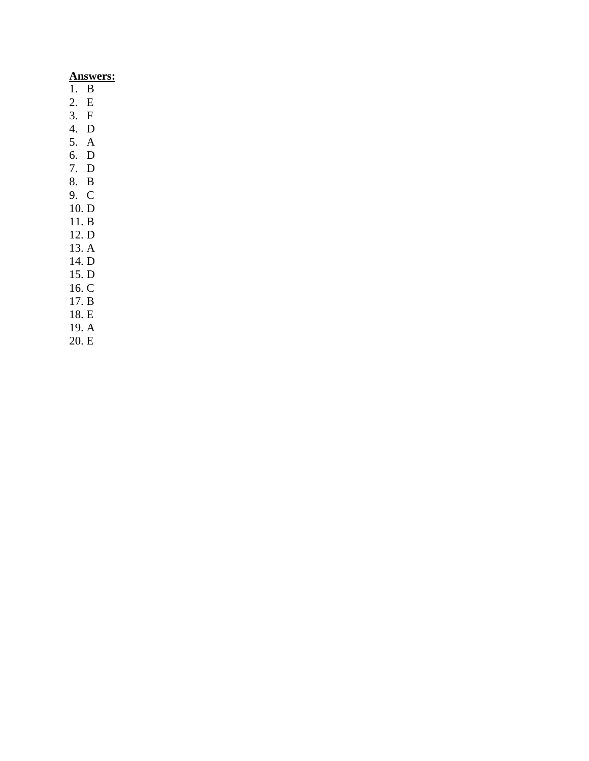**Answers:**

1. B
2. E
3. F
4. D
5. A
6. D
7. D
8. B
9. C
10. D
11. B
12. D
13. A
14. D
15. D
16. C
17. B
18. E
19. A
20. E